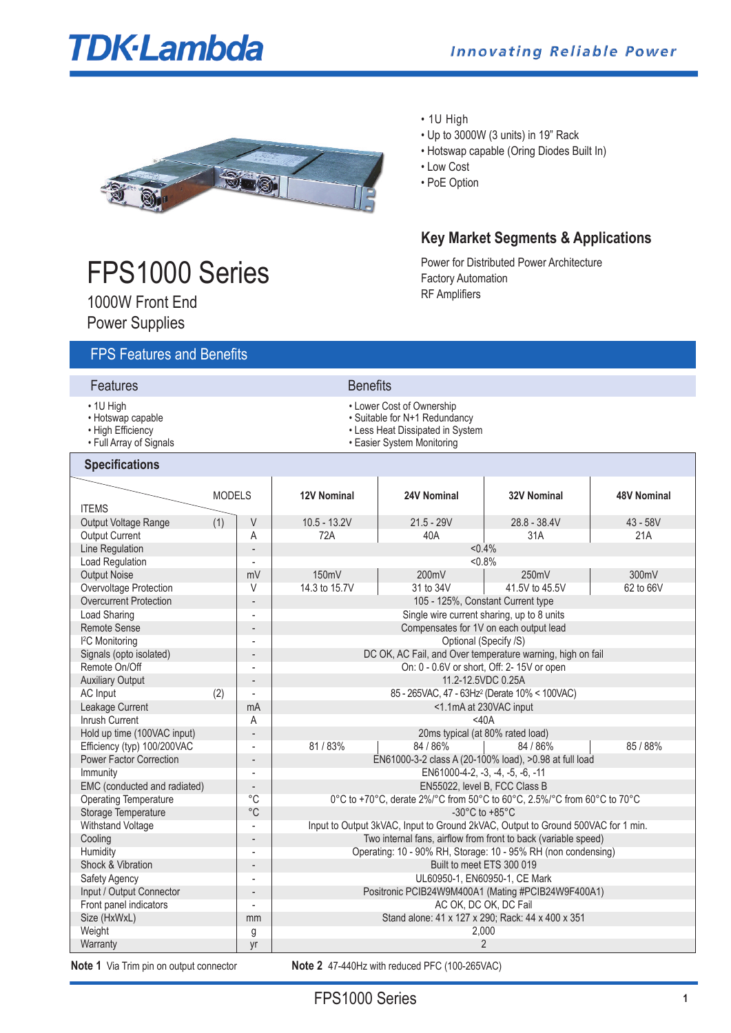TDK·Lambda

*Innovating Reliable Power*

- 1U High
- Up to 3000W (3 units) in 19" Rack
- Hotswap capable (Oring Diodes Built In)
- Low Cost
- PoE Option

## Key Market Segments & Applications

Power for Distributed Power Architecture
Factory Automation
RF Amplifiers

# FPS1000 Series

1000W Front End
Power Supplies

## FPS Features and Benefits

### Features

- 1U High
- Hotswap capable
- High Efficiency
- Full Array of Signals

### Benefits

- Lower Cost of Ownership
- Suitable for N+1 Redundancy
- Less Heat Dissipated in System
- Easier System Monitoring

## Specifications

| ITEMS / MODELS | | | 12V Nominal | 24V Nominal | 32V Nominal | 48V Nominal |
|---|---|---|---|---|---|---|
| Output Voltage Range | (1) | V | 10.5 - 13.2V | 21.5 - 29V | 28.8 - 38.4V | 43 - 58V |
| Output Current | | A | 72A | 40A | 31A | 21A |
| Line Regulation | | - | <0.4% | | | |
| Load Regulation | | - | <0.8% | | | |
| Output Noise | | mV | 150mV | 200mV | 250mV | 300mV |
| Overvoltage Protection | | V | 14.3 to 15.7V | 31 to 34V | 41.5V to 45.5V | 62 to 66V |
| Overcurrent Protection | | - | 105 - 125%, Constant Current type | | | |
| Load Sharing | | - | Single wire current sharing, up to 8 units | | | |
| Remote Sense | | - | Compensates for 1V on each output lead | | | |
| I²C Monitoring | | - | Optional (Specify /S) | | | |
| Signals (opto isolated) | | - | DC OK, AC Fail, and Over temperature warning, high on fail | | | |
| Remote On/Off | | - | On: 0 - 0.6V or short, Off: 2- 15V or open | | | |
| Auxiliary Output | | - | 11.2-12.5VDC 0.25A | | | |
| AC Input | (2) | - | 85 - 265VAC, 47 - 63Hz² (Derate 10% < 100VAC) | | | |
| Leakage Current | | mA | <1.1mA at 230VAC input | | | |
| Inrush Current | | A | <40A | | | |
| Hold up time (100VAC input) | | - | 20ms typical (at 80% rated load) | | | |
| Efficiency (typ) 100/200VAC | | - | 81 / 83% | 84 / 86% | 84 / 86% | 85 / 88% |
| Power Factor Correction | | - | EN61000-3-2 class A (20-100% load), >0.98 at full load | | | |
| Immunity | | - | EN61000-4-2, -3, -4, -5, -6, -11 | | | |
| EMC (conducted and radiated) | | - | EN55022, level B, FCC Class B | | | |
| Operating Temperature | | °C | 0°C to +70°C, derate 2%/°C from 50°C to 60°C, 2.5%/°C from 60°C to 70°C | | | |
| Storage Temperature | | °C | -30°C to +85°C | | | |
| Withstand Voltage | | - | Input to Output 3kVAC, Input to Ground 2kVAC, Output to Ground 500VAC for 1 min. | | | |
| Cooling | | - | Two internal fans, airflow from front to back (variable speed) | | | |
| Humidity | | - | Operating: 10 - 90% RH, Storage: 10 - 95% RH (non condensing) | | | |
| Shock & Vibration | | - | Built to meet ETS 300 019 | | | |
| Safety Agency | | - | UL60950-1, EN60950-1, CE Mark | | | |
| Input / Output Connector | | - | Positronic PCIB24W9M400A1 (Mating #PCIB24W9F400A1) | | | |
| Front panel indicators | | - | AC OK, DC OK, DC Fail | | | |
| Size (HxWxL) | | mm | Stand alone: 41 x 127 x 290; Rack: 44 x 400 x 351 | | | |
| Weight | | g | 2,000 | | | |
| Warranty | | yr | 2 | | | |

**Note 1** Via Trim pin on output connector

**Note 2** 47-440Hz with reduced PFC (100-265VAC)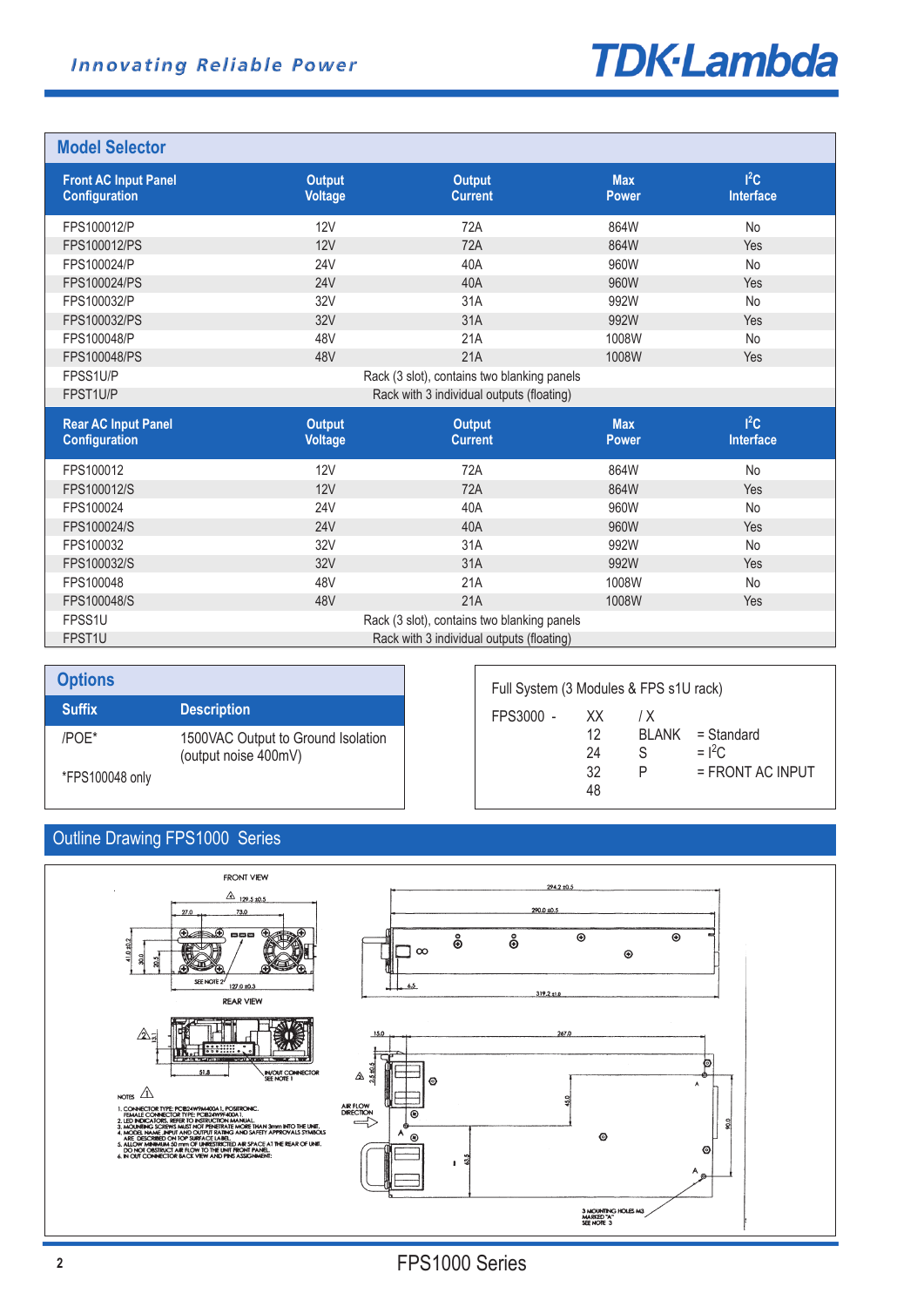## Model Selector

| Front AC Input Panel Configuration | Output Voltage | Output Current | Max Power | $I^2C$ Interface |
|---|---|---|---|---|
| FPS100012/P | 12V | 72A | 864W | No |
| FPS100012/PS | 12V | 72A | 864W | Yes |
| FPS100024/P | 24V | 40A | 960W | No |
| FPS100024/PS | 24V | 40A | 960W | Yes |
| FPS100032/P | 32V | 31A | 992W | No |
| FPS100032/PS | 32V | 31A | 992W | Yes |
| FPS100048/P | 48V | 21A | 1008W | No |
| FPS100048/PS | 48V | 21A | 1008W | Yes |
| FPSS1U/P | Rack (3 slot), contains two blanking panels | | | |
| FPST1U/P | Rack with 3 individual outputs (floating) | | | |

| Rear AC Input Panel Configuration | Output Voltage | Output Current | Max Power | $I^2C$ Interface |
|---|---|---|---|---|
| FPS100012 | 12V | 72A | 864W | No |
| FPS100012/S | 12V | 72A | 864W | Yes |
| FPS100024 | 24V | 40A | 960W | No |
| FPS100024/S | 24V | 40A | 960W | Yes |
| FPS100032 | 32V | 31A | 992W | No |
| FPS100032/S | 32V | 31A | 992W | Yes |
| FPS100048 | 48V | 21A | 1008W | No |
| FPS100048/S | 48V | 21A | 1008W | Yes |
| FPSS1U | Rack (3 slot), contains two blanking panels | | | |
| FPST1U | Rack with 3 individual outputs (floating) | | | |

## Options

| Suffix | Description |
|---|---|
| /POE* | 1500VAC Output to Ground Isolation (output noise 400mV) |

*FPS100048 only

Full System (3 Modules & FPS s1U rack)

| FPS3000 - | XX | / X | |
|---|---|---|---|
| | 12 | BLANK | = Standard |
| | 24 | S | = $I^2C$ |
| | 32 | P | = FRONT AC INPUT |
| | 48 | | |

## Outline Drawing FPS1000 Series

FRONT VIEW

REAR VIEW

NOTES

1. CONNECTOR TYPE: PCIB24W9M400A1, POSITRONIC. FEMALE CONNECTOR TYPE: PCIB24W9F400A1.
2. LED INDICATORS. REFER TO INSTRUCTION MANUAL.
3. MOUNTING SCREWS MUST NOT PENETRATE MORE THAN 3mm INTO THE UNIT.
4. MODEL NAME, INPUT AND OUTPUT RATING AND SAFETY APPROVALS SYMBOLS ARE DESCRIBED ON TOP SURFACE LABEL.
5. ALLOW MINIMUM 50 mm OF UNRESTRICTED AIR SPACE AT THE REAR OF UNIT. DO NOT OBSTRUCT AIR FLOW TO THE UNIT FRONT PANEL.
6. IN OUT CONNECTOR BACK VIEW AND PINS ASSIGNMENT.

IN/OUT CONNECTOR SEE NOTE 1

AIR FLOW DIRECTION

3 MOUNTING HOLES M3 MARKED "A" SEE NOTE 3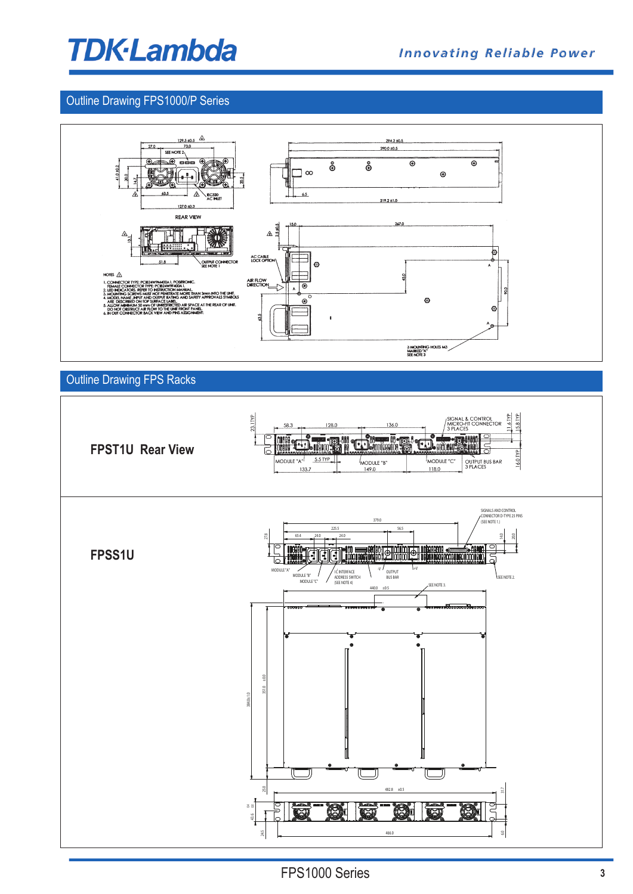## Outline Drawing FPS1000/P Series

129.5 ±0.5
27.0
73.0
SEE NOTE 2
41.0 ±0.2
30.0
14.7
20.5
63.5
IEC320 AC INLET
127.0 ±0.3
REAR VIEW

294.2 ±0.5
290.0 ±0.5
6.5
319.2 ±1.0

13.1
51.8
OUTPUT CONNECTOR SEE NOTE 1

NOTES

1. CONNECTOR TYPE: PCIB24W9M400A1, POSITRONIC. FEMALE CONNECTOR TYPE: PCIB24W9F400A1
2. LED INDICATORS. REFER TO INSTRUCTION MANUAL.
3. MOUNTING SCREWS MUST NOT PENETRATE MORE THAN 3mm INTO THE UNIT.
4. MODEL NAME ,INPUT AND OUTPUT RATING AND SAFETY APPROVALS SYMBOLS ARE DESCRIBED ON TOP SURFACE LABEL.
5. ALLOW MINIMUM 50 mm OF UNRESTRICTED AIR FLOW SPACE AT THE REAR OF UNIT. DO NOT OBSTRUCT AIR FLOW TO THE UNIT FRONT PANEL.
6. IN OUT CONNECTOR BACK VIEW AND PINS ASSIGNMENT.

2.5 ±0.5
15.0
267.0
AC CABLE LOCK OPTION
AIR FLOW DIRECTION
45.0
90.0
63.5
3 MOUNTING HOLES M3 MARKED "A" SEE NOTE 3

## Outline Drawing FPS Racks

**FPST1U Rear View**

23.1 TYP
58.3
128.0
136.0
SIGNAL & CONTROL MICRO-FIT CONNECTOR 3 PLACES
11.6 TYP
15.8 TYP
16.0 TYP
MODULE "A"
5.5 TYP
MODULE "B"
MODULE "C"
OUTPUT BUS BAR 3 PLACES
133.7
149.0
118.0

**FPSS1U**

SIGNALS AND CONTROL CONNECTOR D-TYPE 25 PINS (SEE NOTE 1.)
379.0
225.5
56.5
65.4
24.0
24.0
27.8
14.0
20.0
MODULE "A"
MODULE "B"
MODULE "C"
I²C INTERFACE ADDRESS SWITCH (SEE NOTE 4)
-V
OUTPUT BUS BAR
+V
SEE NOTE 2
440.0 ±0.5
SEE NOTE 3
384.0±1.0
351.0 ±0.0
25.0
482.8 ±0.5
31.7
43.6
24.5
466.0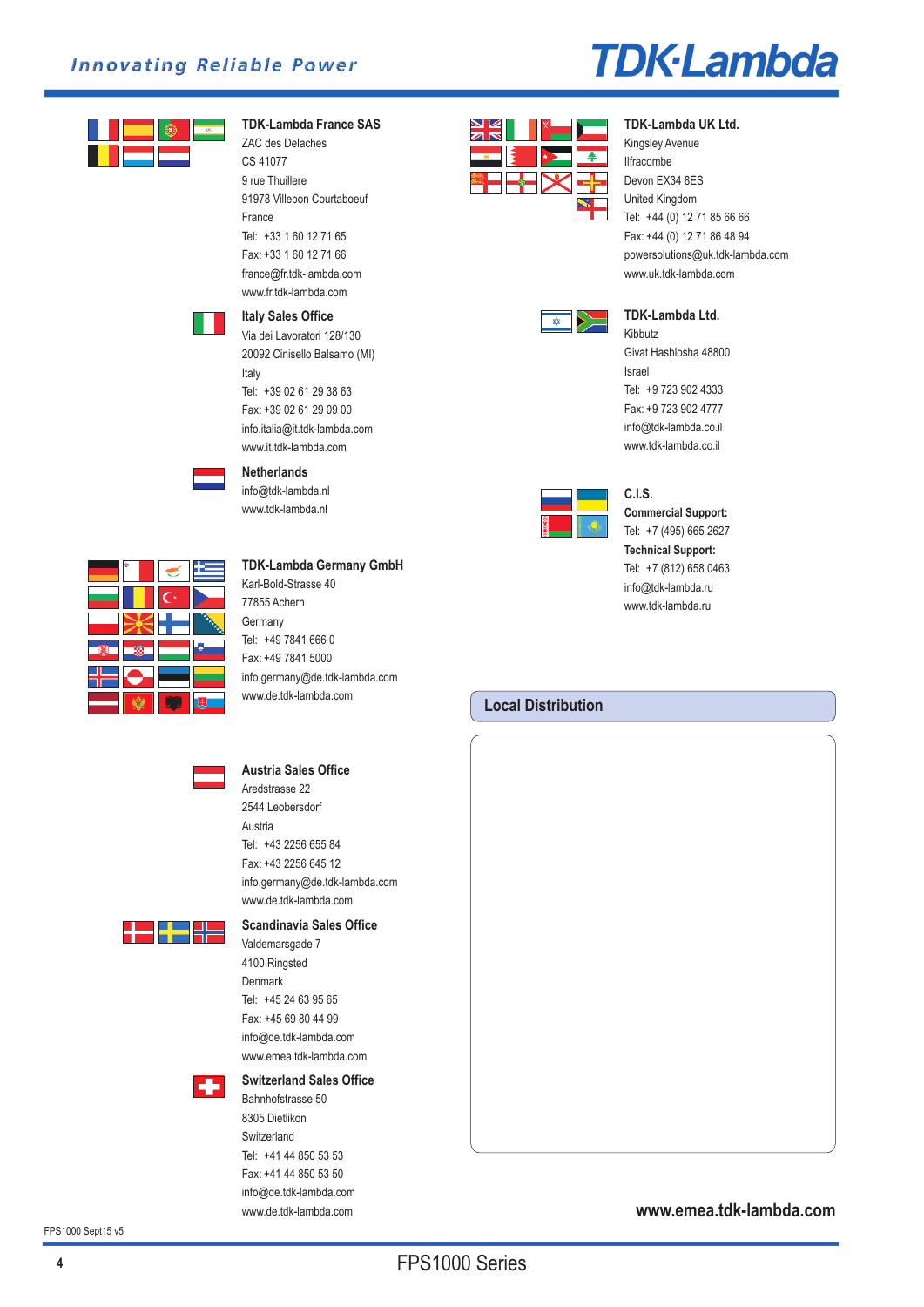### TDK-Lambda France SAS

ZAC des Delaches
CS 41077
9 rue Thuillere
91978 Villebon Courtaboeuf
France
Tel: +33 1 60 12 71 65
Fax: +33 1 60 12 71 66
france@fr.tdk-lambda.com
www.fr.tdk-lambda.com

### Italy Sales Office

Via dei Lavoratori 128/130
20092 Cinisello Balsamo (MI)
Italy
Tel: +39 02 61 29 38 63
Fax: +39 02 61 29 09 00
info.italia@it.tdk-lambda.com
www.it.tdk-lambda.com

### Netherlands

info@tdk-lambda.nl
www.tdk-lambda.nl

### TDK-Lambda Germany GmbH

Karl-Bold-Strasse 40
77855 Achern
Germany
Tel: +49 7841 666 0
Fax: +49 7841 5000
info.germany@de.tdk-lambda.com
www.de.tdk-lambda.com

### Austria Sales Office

Aredstrasse 22
2544 Leobersdorf
Austria
Tel: +43 2256 655 84
Fax: +43 2256 645 12
info.germany@de.tdk-lambda.com
www.de.tdk-lambda.com

### Scandinavia Sales Office

Valdemarsgade 7
4100 Ringsted
Denmark
Tel: +45 24 63 95 65
Fax: +45 69 80 44 99
info@de.tdk-lambda.com
www.emea.tdk-lambda.com

### Switzerland Sales Office

Bahnhofstrasse 50
8305 Dietlikon
Switzerland
Tel: +41 44 850 53 53
Fax: +41 44 850 53 50
info@de.tdk-lambda.com
www.de.tdk-lambda.com

### TDK-Lambda UK Ltd.

Kingsley Avenue
Ilfracombe
Devon EX34 8ES
United Kingdom
Tel: +44 (0) 12 71 85 66 66
Fax: +44 (0) 12 71 86 48 94
powersolutions@uk.tdk-lambda.com
www.uk.tdk-lambda.com

### TDK-Lambda Ltd.

Kibbutz
Givat Hashlosha 48800
Israel
Tel: +9 723 902 4333
Fax: +9 723 902 4777
info@tdk-lambda.co.il
www.tdk-lambda.co.il

### C.I.S.

**Commercial Support:**
Tel: +7 (495) 665 2627
**Technical Support:**
Tel: +7 (812) 658 0463
info@tdk-lambda.ru
www.tdk-lambda.ru

## Local Distribution

**www.emea.tdk-lambda.com**

FPS1000 Sept15 v5